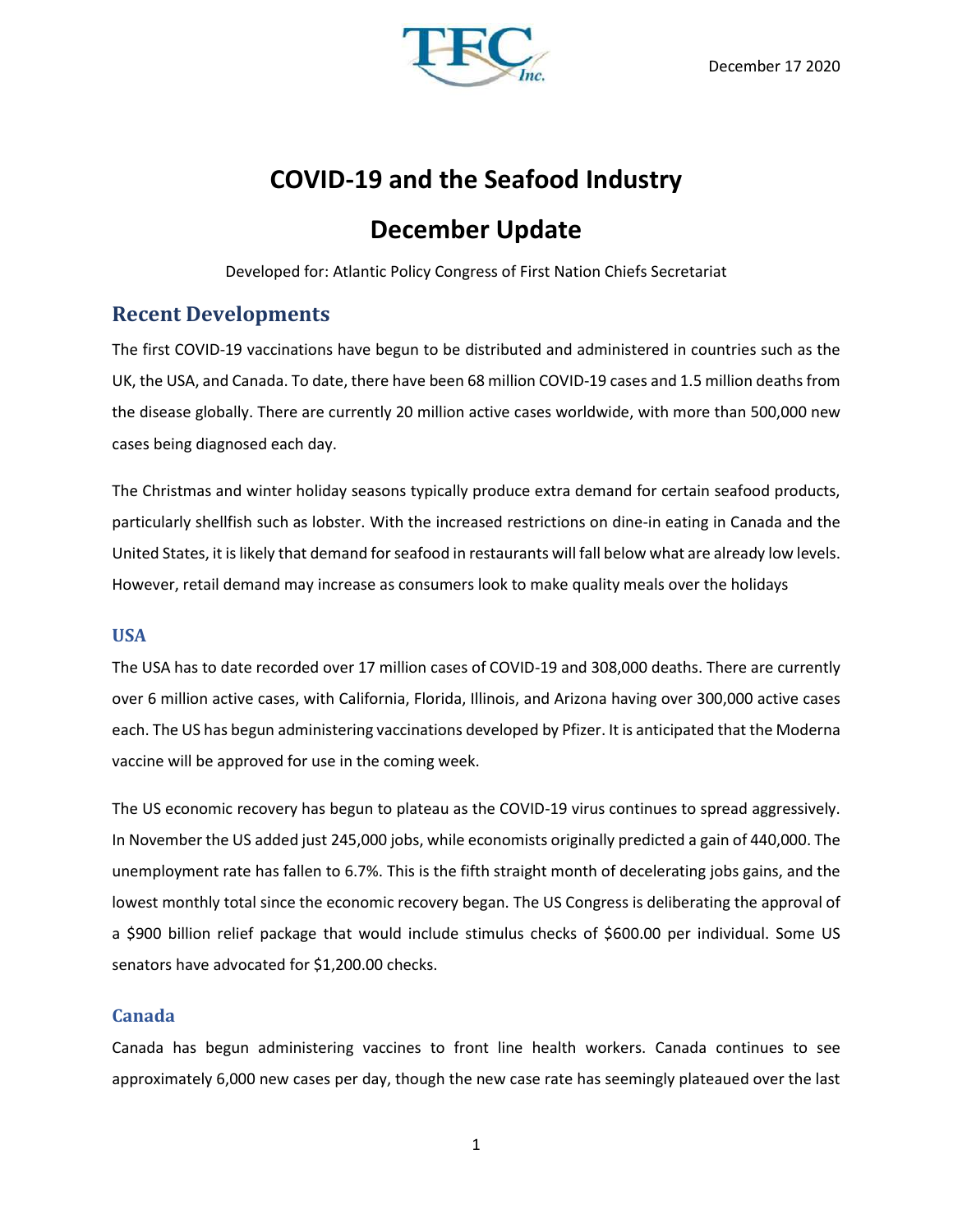December 17 2020

# COVID-19 and the Seafood Industry

# December Update

Developed for: Atlantic Policy Congress of First Nation Chiefs Secretariat

## Recent Developments

The first COVID-19 vaccinations have begun to be distributed and administered in countries such as the UK, the USA, and Canada. To date, there have been 68 million COVID-19 cases and 1.5 million deaths from the disease globally. There are currently 20 million active cases worldwide, with more than 500,000 new cases being diagnosed each day.

The Christmas and winter holiday seasons typically produce extra demand for certain seafood products, particularly shellfish such as lobster. With the increased restrictions on dine-in eating in Canada and the United States, it is likely that demand for seafood in restaurants will fall below what are already low levels. However, retail demand may increase as consumers look to make quality meals over the holidays

### USA

The USA has to date recorded over 17 million cases of COVID-19 and 308,000 deaths. There are currently over 6 million active cases, with California, Florida, Illinois, and Arizona having over 300,000 active cases each. The US has begun administering vaccinations developed by Pfizer. It is anticipated that the Moderna vaccine will be approved for use in the coming week.

The US economic recovery has begun to plateau as the COVID-19 virus continues to spread aggressively. In November the US added just 245,000 jobs, while economists originally predicted a gain of 440,000. The unemployment rate has fallen to 6.7%. This is the fifth straight month of decelerating jobs gains, and the lowest monthly total since the economic recovery began. The US Congress is deliberating the approval of a $900 billion relief package that would include stimulus checks of $600.00 per individual. Some US senators have advocated for $1,200.00 checks.

### Canada

Canada has begun administering vaccines to front line health workers. Canada continues to see approximately 6,000 new cases per day, though the new case rate has seemingly plateaued over the last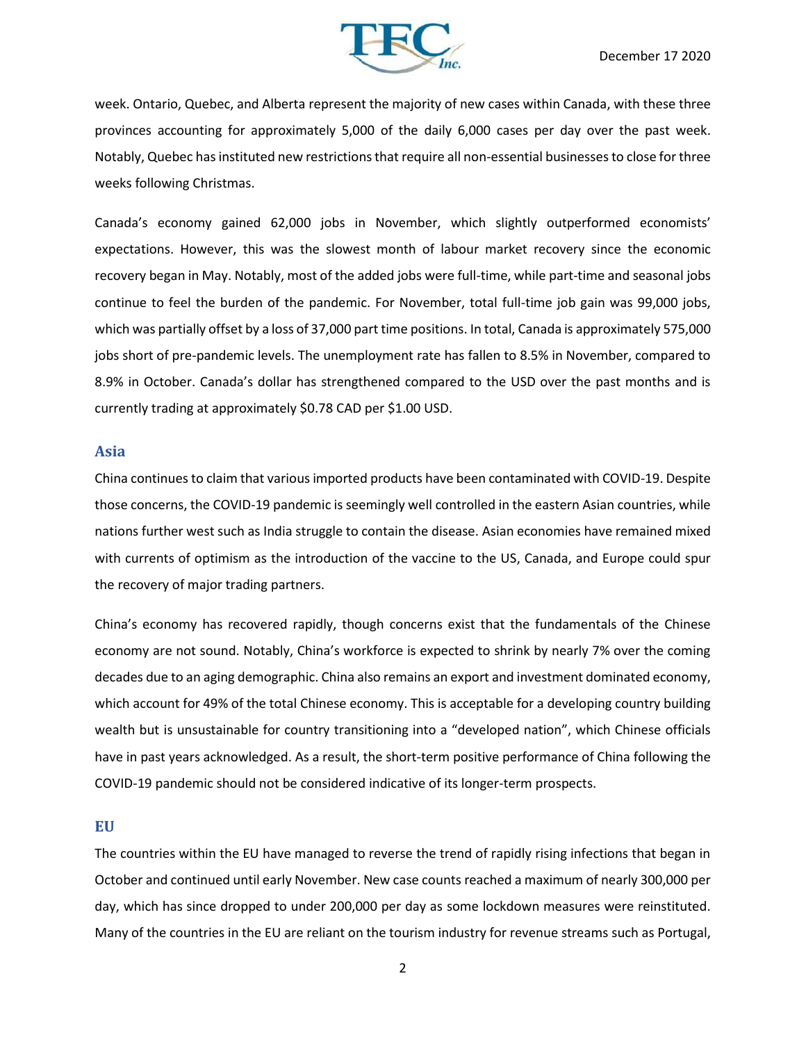week. Ontario, Quebec, and Alberta represent the majority of new cases within Canada, with these three provinces accounting for approximately 5,000 of the daily 6,000 cases per day over the past week. Notably, Quebec has instituted new restrictions that require all non-essential businesses to close for three weeks following Christmas.

Canada's economy gained 62,000 jobs in November, which slightly outperformed economists' expectations. However, this was the slowest month of labour market recovery since the economic recovery began in May. Notably, most of the added jobs were full-time, while part-time and seasonal jobs continue to feel the burden of the pandemic. For November, total full-time job gain was 99,000 jobs, which was partially offset by a loss of 37,000 part time positions. In total, Canada is approximately 575,000 jobs short of pre-pandemic levels. The unemployment rate has fallen to 8.5% in November, compared to 8.9% in October. Canada's dollar has strengthened compared to the USD over the past months and is currently trading at approximately $0.78 CAD per $1.00 USD.

## Asia

China continues to claim that various imported products have been contaminated with COVID-19. Despite those concerns, the COVID-19 pandemic is seemingly well controlled in the eastern Asian countries, while nations further west such as India struggle to contain the disease. Asian economies have remained mixed with currents of optimism as the introduction of the vaccine to the US, Canada, and Europe could spur the recovery of major trading partners.

China's economy has recovered rapidly, though concerns exist that the fundamentals of the Chinese economy are not sound. Notably, China's workforce is expected to shrink by nearly 7% over the coming decades due to an aging demographic. China also remains an export and investment dominated economy, which account for 49% of the total Chinese economy. This is acceptable for a developing country building wealth but is unsustainable for country transitioning into a "developed nation", which Chinese officials have in past years acknowledged. As a result, the short-term positive performance of China following the COVID-19 pandemic should not be considered indicative of its longer-term prospects.

## EU

The countries within the EU have managed to reverse the trend of rapidly rising infections that began in October and continued until early November. New case counts reached a maximum of nearly 300,000 per day, which has since dropped to under 200,000 per day as some lockdown measures were reinstituted. Many of the countries in the EU are reliant on the tourism industry for revenue streams such as Portugal,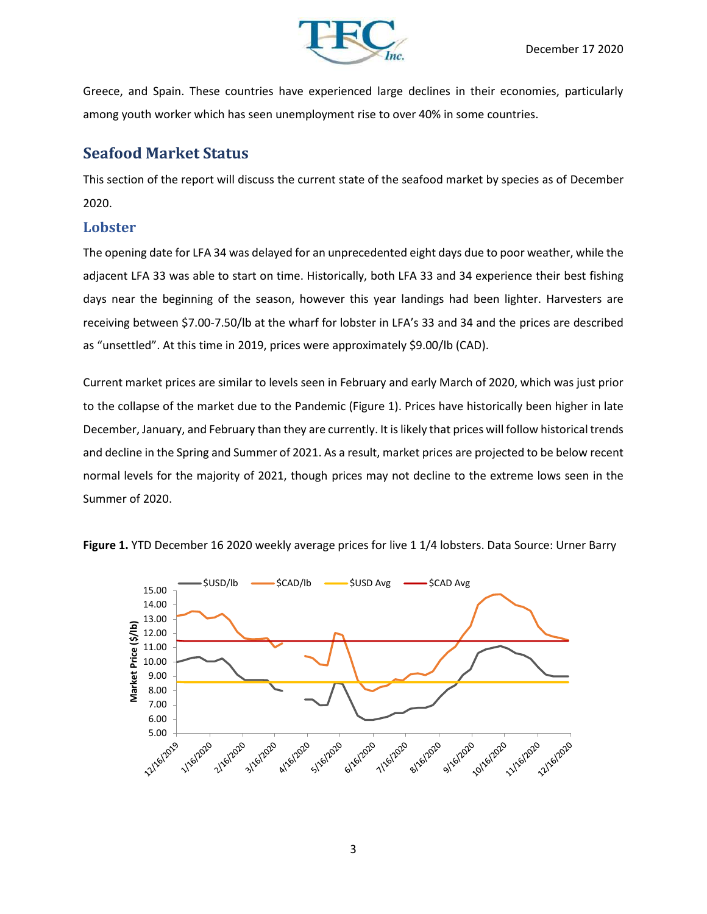Greece, and Spain. These countries have experienced large declines in their economies, particularly among youth worker which has seen unemployment rise to over 40% in some countries.

## Seafood Market Status

This section of the report will discuss the current state of the seafood market by species as of December 2020.

### Lobster

The opening date for LFA 34 was delayed for an unprecedented eight days due to poor weather, while the adjacent LFA 33 was able to start on time. Historically, both LFA 33 and 34 experience their best fishing days near the beginning of the season, however this year landings had been lighter. Harvesters are receiving between $7.00-7.50/lb at the wharf for lobster in LFA's 33 and 34 and the prices are described as "unsettled". At this time in 2019, prices were approximately $9.00/lb (CAD).

Current market prices are similar to levels seen in February and early March of 2020, which was just prior to the collapse of the market due to the Pandemic (Figure 1). Prices have historically been higher in late December, January, and February than they are currently. It is likely that prices will follow historical trends and decline in the Spring and Summer of 2021. As a result, market prices are projected to be below recent normal levels for the majority of 2021, though prices may not decline to the extreme lows seen in the Summer of 2020.

**Figure 1.** YTD December 16 2020 weekly average prices for live 1 1/4 lobsters. Data Source: Urner Barry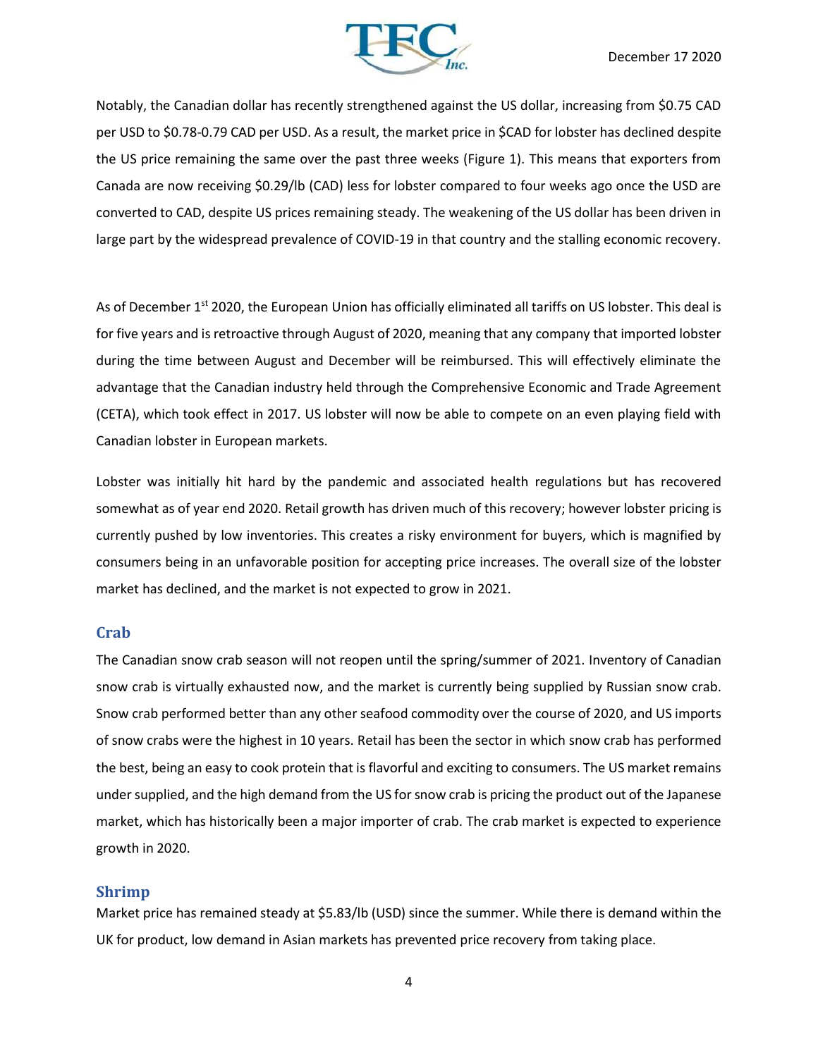Notably, the Canadian dollar has recently strengthened against the US dollar, increasing from $0.75 CAD per USD to $0.78-0.79 CAD per USD. As a result, the market price in $CAD for lobster has declined despite the US price remaining the same over the past three weeks (Figure 1). This means that exporters from Canada are now receiving $0.29/lb (CAD) less for lobster compared to four weeks ago once the USD are converted to CAD, despite US prices remaining steady. The weakening of the US dollar has been driven in large part by the widespread prevalence of COVID-19 in that country and the stalling economic recovery.

As of December 1st 2020, the European Union has officially eliminated all tariffs on US lobster. This deal is for five years and is retroactive through August of 2020, meaning that any company that imported lobster during the time between August and December will be reimbursed. This will effectively eliminate the advantage that the Canadian industry held through the Comprehensive Economic and Trade Agreement (CETA), which took effect in 2017. US lobster will now be able to compete on an even playing field with Canadian lobster in European markets.

Lobster was initially hit hard by the pandemic and associated health regulations but has recovered somewhat as of year end 2020. Retail growth has driven much of this recovery; however lobster pricing is currently pushed by low inventories. This creates a risky environment for buyers, which is magnified by consumers being in an unfavorable position for accepting price increases. The overall size of the lobster market has declined, and the market is not expected to grow in 2021.

## Crab

The Canadian snow crab season will not reopen until the spring/summer of 2021. Inventory of Canadian snow crab is virtually exhausted now, and the market is currently being supplied by Russian snow crab. Snow crab performed better than any other seafood commodity over the course of 2020, and US imports of snow crabs were the highest in 10 years. Retail has been the sector in which snow crab has performed the best, being an easy to cook protein that is flavorful and exciting to consumers. The US market remains under supplied, and the high demand from the US for snow crab is pricing the product out of the Japanese market, which has historically been a major importer of crab. The crab market is expected to experience growth in 2020.

## Shrimp

Market price has remained steady at $5.83/lb (USD) since the summer. While there is demand within the UK for product, low demand in Asian markets has prevented price recovery from taking place.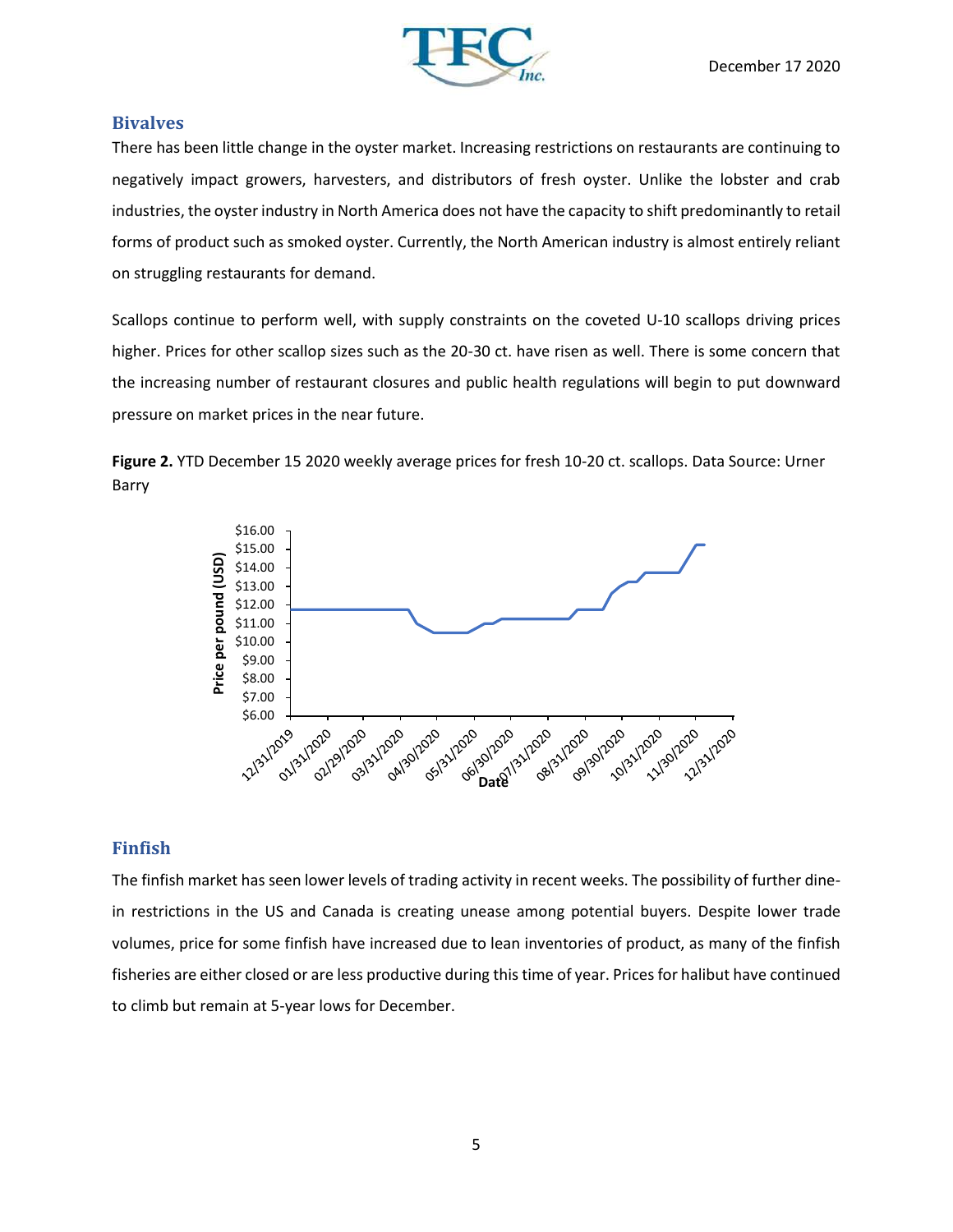## Bivalves

There has been little change in the oyster market. Increasing restrictions on restaurants are continuing to negatively impact growers, harvesters, and distributors of fresh oyster. Unlike the lobster and crab industries, the oyster industry in North America does not have the capacity to shift predominantly to retail forms of product such as smoked oyster. Currently, the North American industry is almost entirely reliant on struggling restaurants for demand.

Scallops continue to perform well, with supply constraints on the coveted U-10 scallops driving prices higher. Prices for other scallop sizes such as the 20-30 ct. have risen as well. There is some concern that the increasing number of restaurant closures and public health regulations will begin to put downward pressure on market prices in the near future.

**Figure 2.** YTD December 15 2020 weekly average prices for fresh 10-20 ct. scallops. Data Source: Urner Barry

## Finfish

The finfish market has seen lower levels of trading activity in recent weeks. The possibility of further dine-in restrictions in the US and Canada is creating unease among potential buyers. Despite lower trade volumes, price for some finfish have increased due to lean inventories of product, as many of the finfish fisheries are either closed or are less productive during this time of year. Prices for halibut have continued to climb but remain at 5-year lows for December.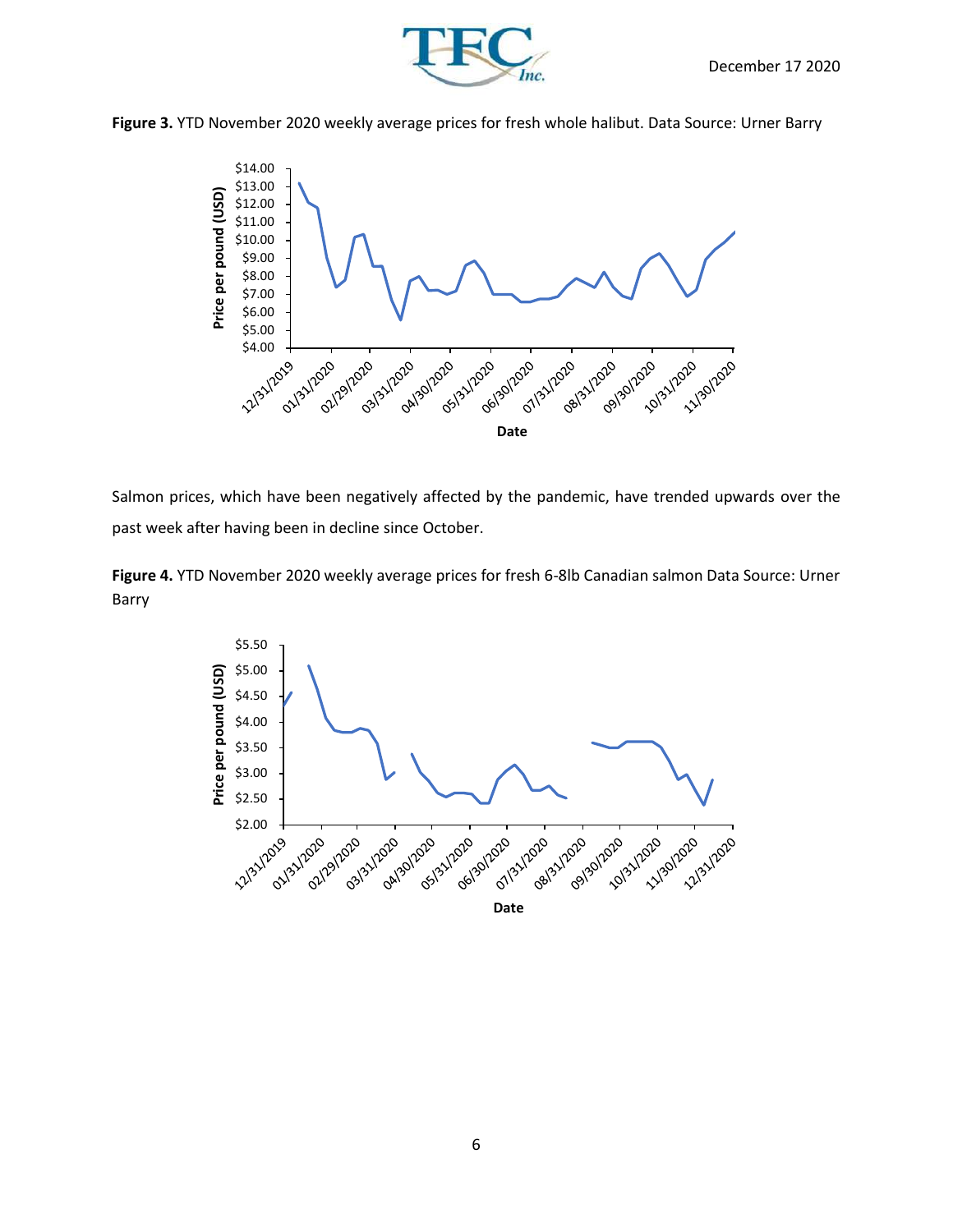**Figure 3.** YTD November 2020 weekly average prices for fresh whole halibut. Data Source: Urner Barry

Salmon prices, which have been negatively affected by the pandemic, have trended upwards over the past week after having been in decline since October.

**Figure 4.** YTD November 2020 weekly average prices for fresh 6-8lb Canadian salmon Data Source: Urner Barry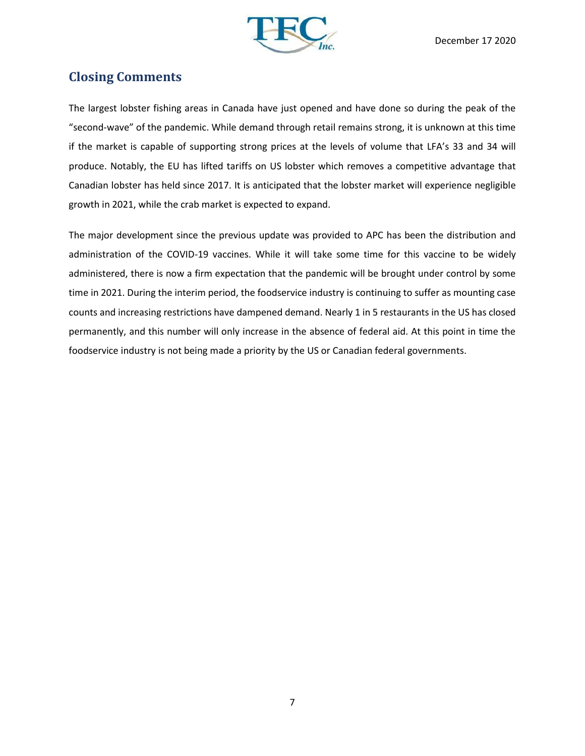## Closing Comments

The largest lobster fishing areas in Canada have just opened and have done so during the peak of the "second-wave" of the pandemic. While demand through retail remains strong, it is unknown at this time if the market is capable of supporting strong prices at the levels of volume that LFA's 33 and 34 will produce. Notably, the EU has lifted tariffs on US lobster which removes a competitive advantage that Canadian lobster has held since 2017. It is anticipated that the lobster market will experience negligible growth in 2021, while the crab market is expected to expand.

The major development since the previous update was provided to APC has been the distribution and administration of the COVID-19 vaccines. While it will take some time for this vaccine to be widely administered, there is now a firm expectation that the pandemic will be brought under control by some time in 2021. During the interim period, the foodservice industry is continuing to suffer as mounting case counts and increasing restrictions have dampened demand. Nearly 1 in 5 restaurants in the US has closed permanently, and this number will only increase in the absence of federal aid. At this point in time the foodservice industry is not being made a priority by the US or Canadian federal governments.